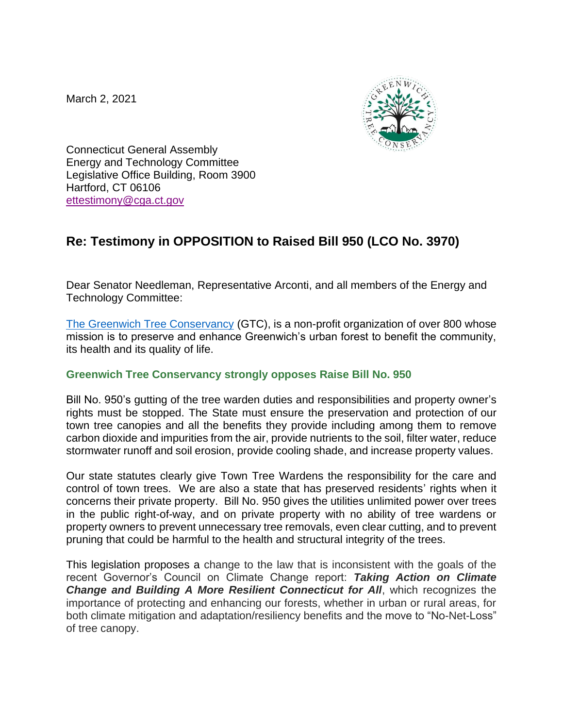March 2, 2021

Connecticut General Assembly
Energy and Technology Committee
Legislative Office Building, Room 3900
Hartford, CT 06106
ettestimony@cga.ct.gov

## Re: Testimony in OPPOSITION to Raised Bill 950 (LCO No. 3970)

Dear Senator Needleman, Representative Arconti, and all members of the Energy and Technology Committee:

The Greenwich Tree Conservancy (GTC), is a non-profit organization of over 800 whose mission is to preserve and enhance Greenwich's urban forest to benefit the community, its health and its quality of life.

### Greenwich Tree Conservancy strongly opposes Raise Bill No. 950

Bill No. 950's gutting of the tree warden duties and responsibilities and property owner's rights must be stopped. The State must ensure the preservation and protection of our town tree canopies and all the benefits they provide including among them to remove carbon dioxide and impurities from the air, provide nutrients to the soil, filter water, reduce stormwater runoff and soil erosion, provide cooling shade, and increase property values.

Our state statutes clearly give Town Tree Wardens the responsibility for the care and control of town trees. We are also a state that has preserved residents' rights when it concerns their private property. Bill No. 950 gives the utilities unlimited power over trees in the public right-of-way, and on private property with no ability of tree wardens or property owners to prevent unnecessary tree removals, even clear cutting, and to prevent pruning that could be harmful to the health and structural integrity of the trees.

This legislation proposes a change to the law that is inconsistent with the goals of the recent Governor's Council on Climate Change report: ***Taking Action on Climate Change and Building A More Resilient Connecticut for All***, which recognizes the importance of protecting and enhancing our forests, whether in urban or rural areas, for both climate mitigation and adaptation/resiliency benefits and the move to "No-Net-Loss" of tree canopy.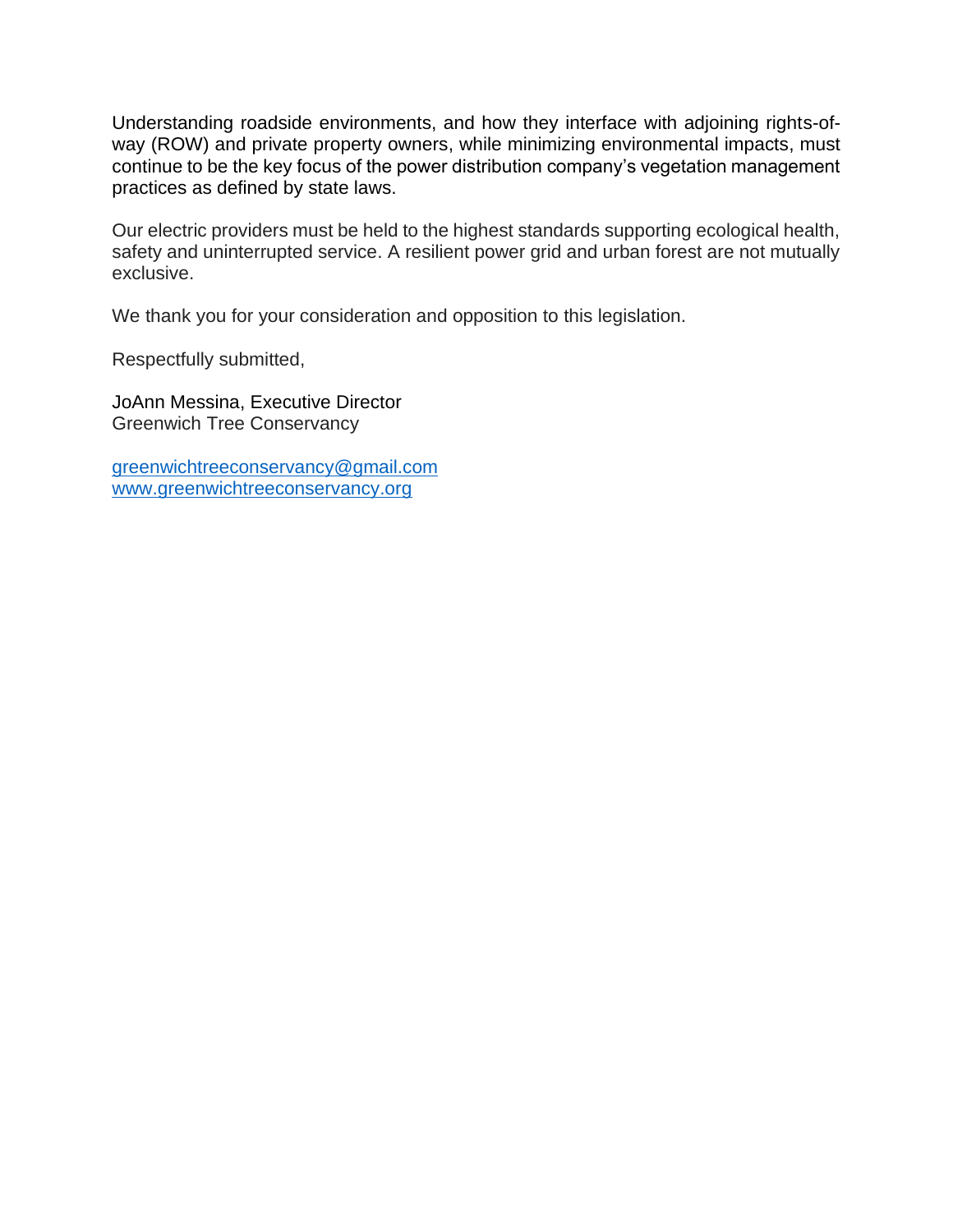Understanding roadside environments, and how they interface with adjoining rights-of-way (ROW) and private property owners, while minimizing environmental impacts, must continue to be the key focus of the power distribution company's vegetation management practices as defined by state laws.

Our electric providers must be held to the highest standards supporting ecological health, safety and uninterrupted service. A resilient power grid and urban forest are not mutually exclusive.

We thank you for your consideration and opposition to this legislation.

Respectfully submitted,

JoAnn Messina, Executive Director
Greenwich Tree Conservancy

greenwichtreeconservancy@gmail.com
www.greenwichtreeconservancy.org